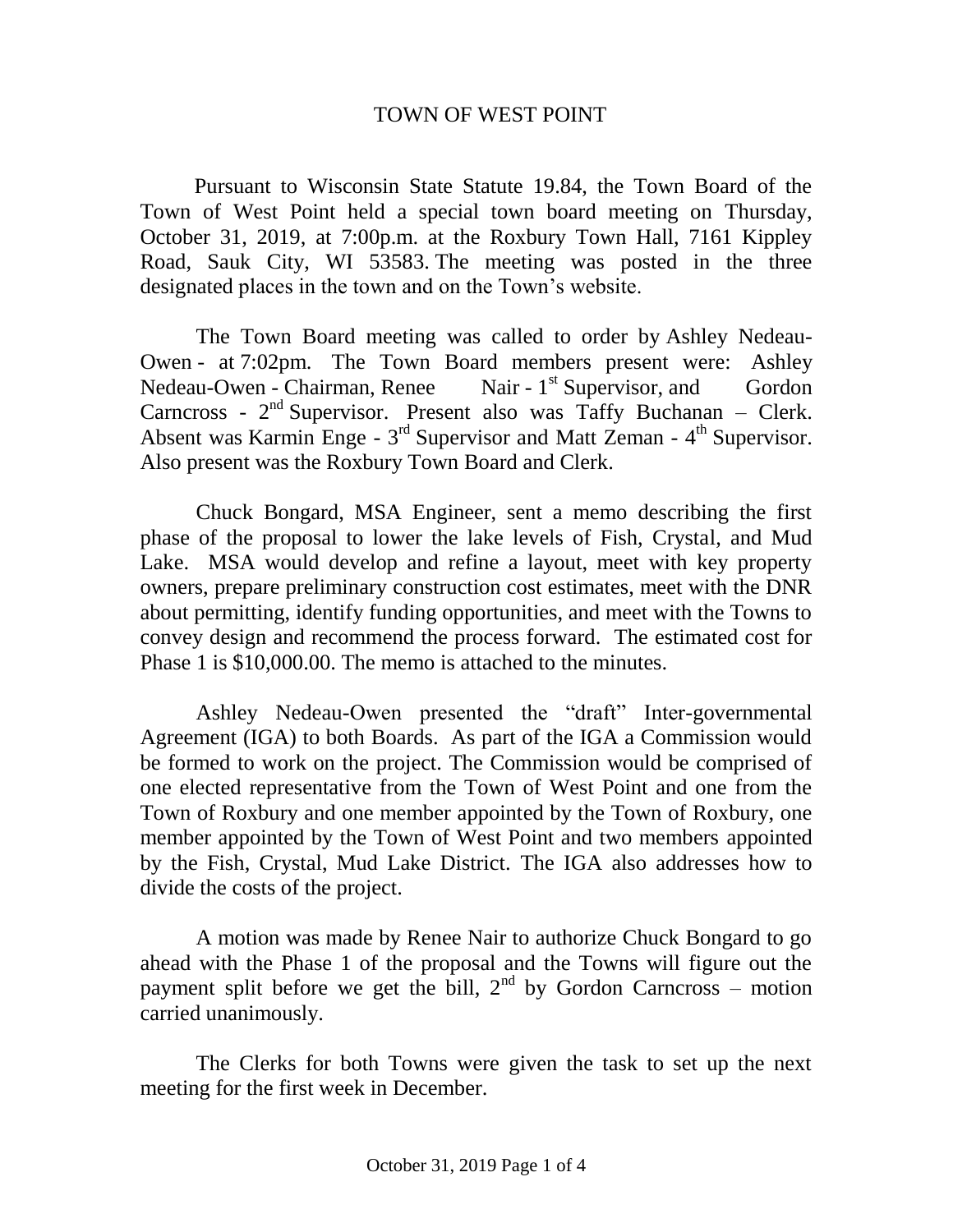# TOWN OF WEST POINT

Pursuant to Wisconsin State Statute 19.84, the Town Board of the Town of West Point held a special town board meeting on Thursday, October 31, 2019, at 7:00p.m. at the Roxbury Town Hall, 7161 Kippley Road, Sauk City, WI 53583. The meeting was posted in the three designated places in the town and on the Town's website.

The Town Board meeting was called to order by Ashley Nedeau-Owen - at 7:02pm. The Town Board members present were: Ashley Nedeau-Owen - Chairman, Renee Nair - 1st Supervisor, and Gordon Carncross - 2nd Supervisor. Present also was Taffy Buchanan – Clerk. Absent was Karmin Enge - 3rd Supervisor and Matt Zeman - 4th Supervisor. Also present was the Roxbury Town Board and Clerk.

Chuck Bongard, MSA Engineer, sent a memo describing the first phase of the proposal to lower the lake levels of Fish, Crystal, and Mud Lake. MSA would develop and refine a layout, meet with key property owners, prepare preliminary construction cost estimates, meet with the DNR about permitting, identify funding opportunities, and meet with the Towns to convey design and recommend the process forward. The estimated cost for Phase 1 is $10,000.00. The memo is attached to the minutes.

Ashley Nedeau-Owen presented the "draft" Inter-governmental Agreement (IGA) to both Boards. As part of the IGA a Commission would be formed to work on the project. The Commission would be comprised of one elected representative from the Town of West Point and one from the Town of Roxbury and one member appointed by the Town of Roxbury, one member appointed by the Town of West Point and two members appointed by the Fish, Crystal, Mud Lake District. The IGA also addresses how to divide the costs of the project.

A motion was made by Renee Nair to authorize Chuck Bongard to go ahead with the Phase 1 of the proposal and the Towns will figure out the payment split before we get the bill, 2nd by Gordon Carncross – motion carried unanimously.

The Clerks for both Towns were given the task to set up the next meeting for the first week in December.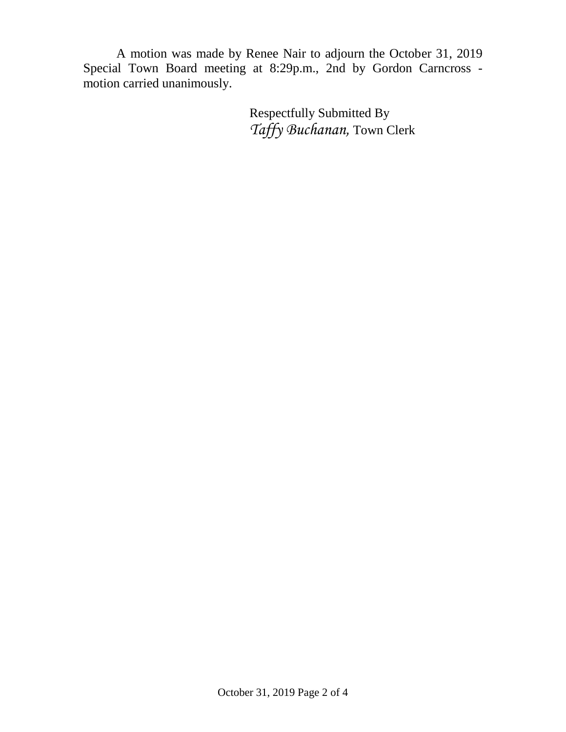A motion was made by Renee Nair to adjourn the October 31, 2019 Special Town Board meeting at 8:29p.m., 2nd by Gordon Carncross - motion carried unanimously.

Respectfully Submitted By
*Taffy Buchanan,* Town Clerk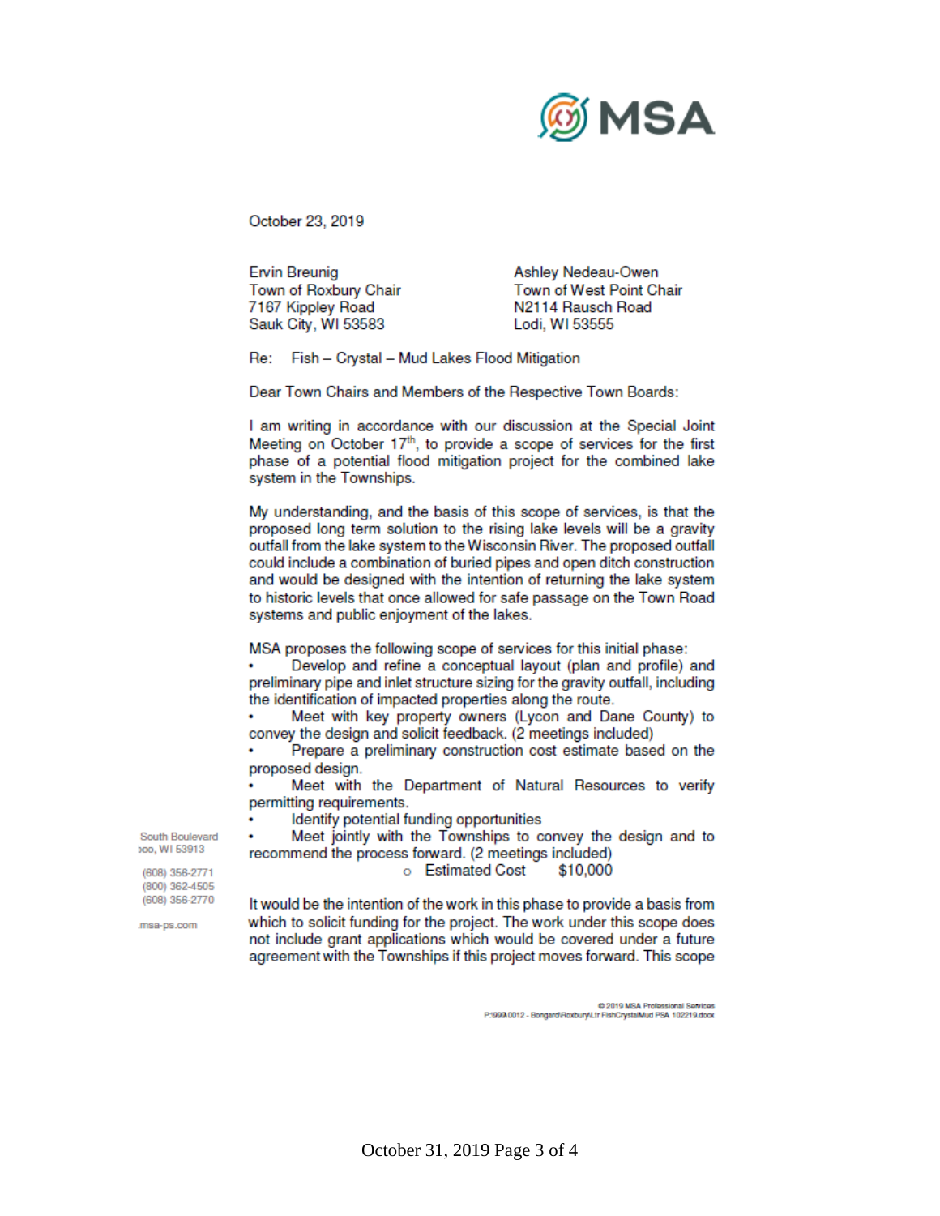October 23, 2019

Ervin Breunig
Town of Roxbury Chair
7167 Kippley Road
Sauk City, WI 53583

Ashley Nedeau-Owen
Town of West Point Chair
N2114 Rausch Road
Lodi, WI 53555

Re: Fish – Crystal – Mud Lakes Flood Mitigation

Dear Town Chairs and Members of the Respective Town Boards:

I am writing in accordance with our discussion at the Special Joint Meeting on October 17th, to provide a scope of services for the first phase of a potential flood mitigation project for the combined lake system in the Townships.

My understanding, and the basis of this scope of services, is that the proposed long term solution to the rising lake levels will be a gravity outfall from the lake system to the Wisconsin River. The proposed outfall could include a combination of buried pipes and open ditch construction and would be designed with the intention of returning the lake system to historic levels that once allowed for safe passage on the Town Road systems and public enjoyment of the lakes.

MSA proposes the following scope of services for this initial phase:

- Develop and refine a conceptual layout (plan and profile) and preliminary pipe and inlet structure sizing for the gravity outfall, including the identification of impacted properties along the route.
- Meet with key property owners (Lycon and Dane County) to convey the design and solicit feedback. (2 meetings included)
- Prepare a preliminary construction cost estimate based on the proposed design.
- Meet with the Department of Natural Resources to verify permitting requirements.
- Identify potential funding opportunities
- Meet jointly with the Townships to convey the design and to recommend the process forward. (2 meetings included)
    - Estimated Cost $10,000

It would be the intention of the work in this phase to provide a basis from which to solicit funding for the project. The work under this scope does not include grant applications which would be covered under a future agreement with the Townships if this project moves forward. This scope

South Boulevard
oo, WI 53913

(608) 356-2771
(800) 362-4505
(608) 356-2770

.msa-ps.com

© 2019 MSA Professional Services
P:\999\0012 - Bongard\Roxbury\Ltr FishCrystalMud PSA 102219.docx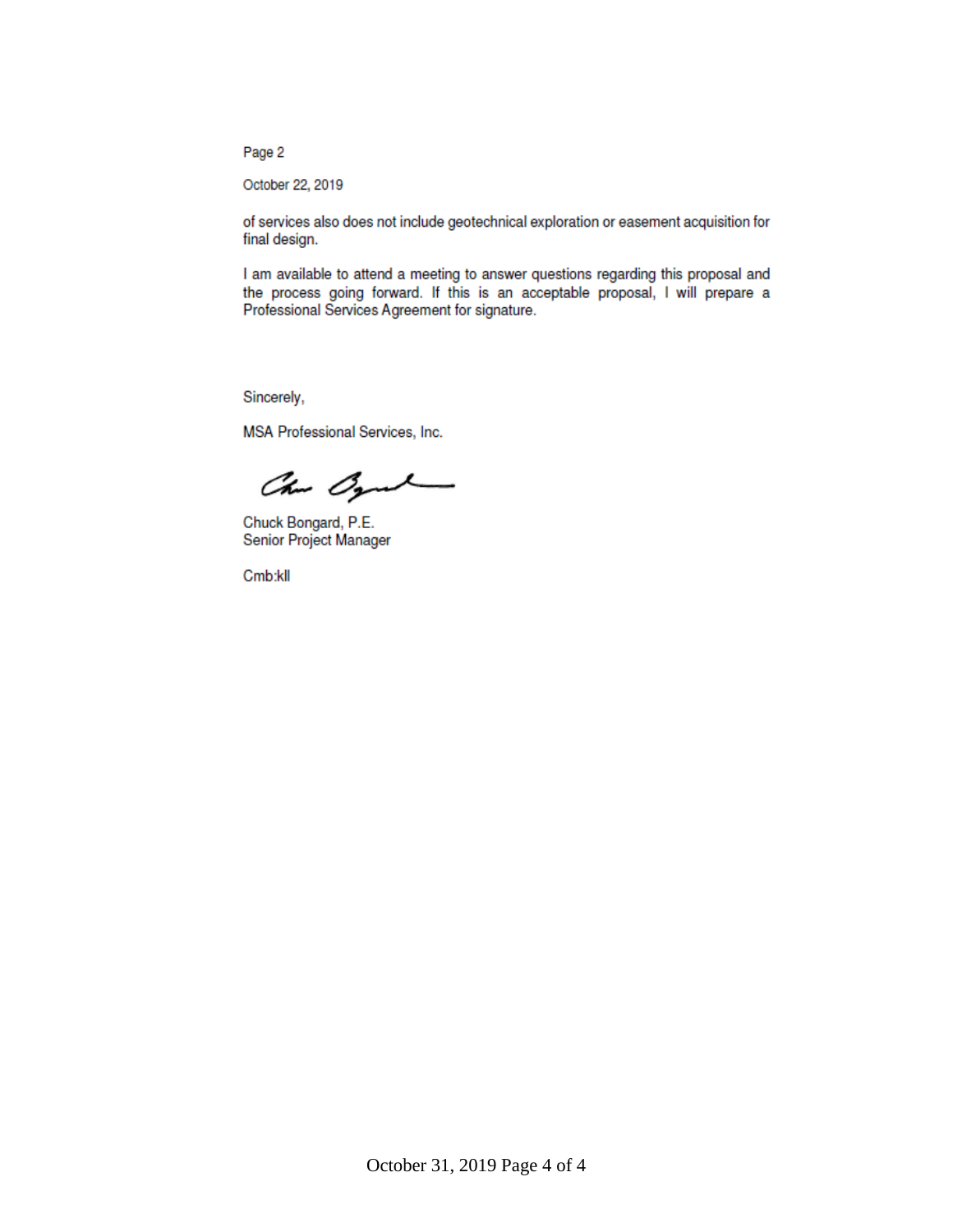of services also does not include geotechnical exploration or easement acquisition for final design.

I am available to attend a meeting to answer questions regarding this proposal and the process going forward. If this is an acceptable proposal, I will prepare a Professional Services Agreement for signature.

Sincerely,

MSA Professional Services, Inc.

Chuck Bongard, P.E.
Senior Project Manager

Cmb:kll